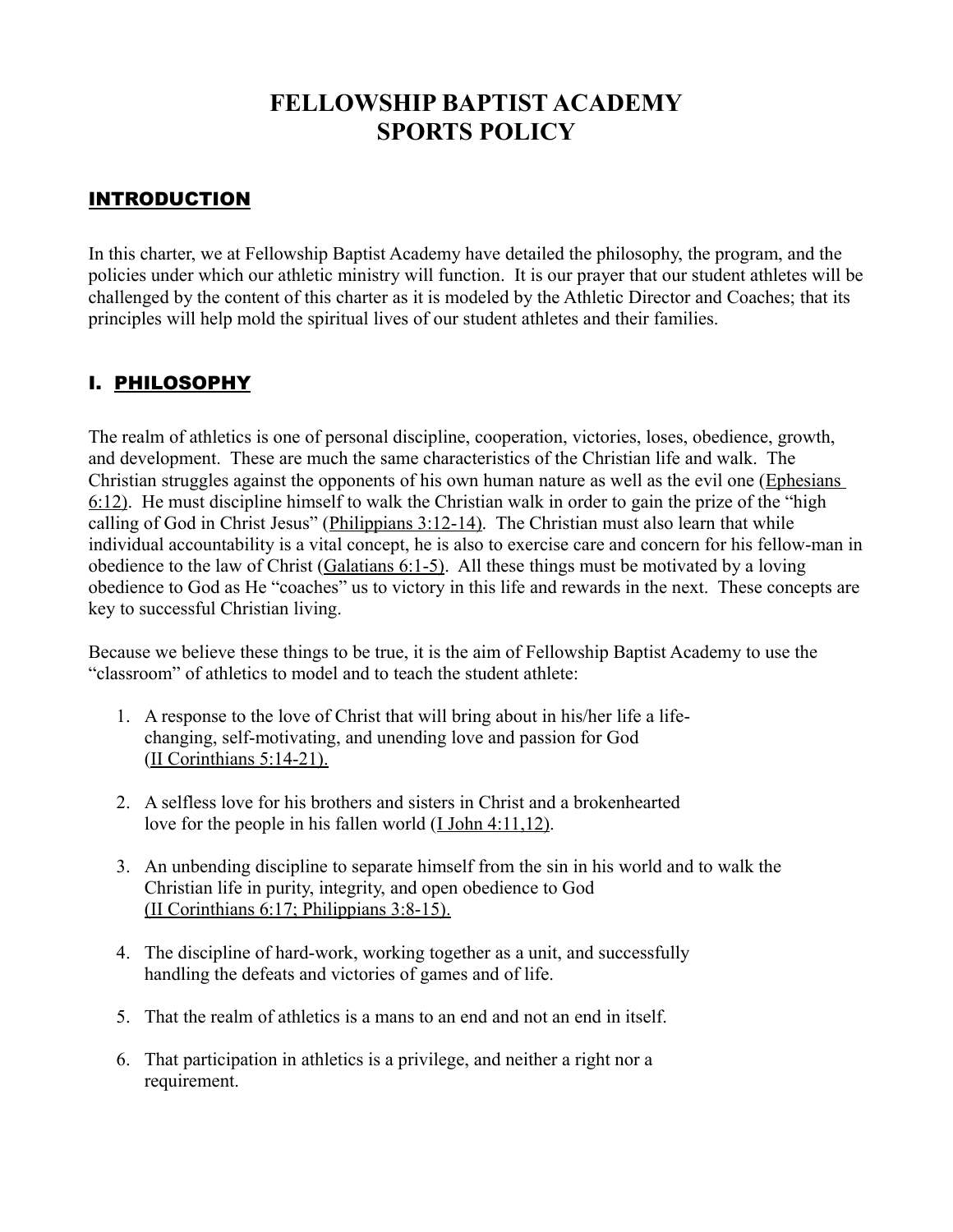# FELLOWSHIP BAPTIST ACADEMY
# SPORTS POLICY

## INTRODUCTION

In this charter, we at Fellowship Baptist Academy have detailed the philosophy, the program, and the policies under which our athletic ministry will function. It is our prayer that our student athletes will be challenged by the content of this charter as it is modeled by the Athletic Director and Coaches; that its principles will help mold the spiritual lives of our student athletes and their families.

## I. PHILOSOPHY

The realm of athletics is one of personal discipline, cooperation, victories, loses, obedience, growth, and development. These are much the same characteristics of the Christian life and walk. The Christian struggles against the opponents of his own human nature as well as the evil one (Ephesians 6:12). He must discipline himself to walk the Christian walk in order to gain the prize of the "high calling of God in Christ Jesus" (Philippians 3:12-14). The Christian must also learn that while individual accountability is a vital concept, he is also to exercise care and concern for his fellow-man in obedience to the law of Christ (Galatians 6:1-5). All these things must be motivated by a loving obedience to God as He "coaches" us to victory in this life and rewards in the next. These concepts are key to successful Christian living.

Because we believe these things to be true, it is the aim of Fellowship Baptist Academy to use the "classroom" of athletics to model and to teach the student athlete:

1. A response to the love of Christ that will bring about in his/her life a life-changing, self-motivating, and unending love and passion for God (II Corinthians 5:14-21).

2. A selfless love for his brothers and sisters in Christ and a brokenhearted love for the people in his fallen world (I John 4:11,12).

3. An unbending discipline to separate himself from the sin in his world and to walk the Christian life in purity, integrity, and open obedience to God (II Corinthians 6:17; Philippians 3:8-15).

4. The discipline of hard-work, working together as a unit, and successfully handling the defeats and victories of games and of life.

5. That the realm of athletics is a mans to an end and not an end in itself.

6. That participation in athletics is a privilege, and neither a right nor a requirement.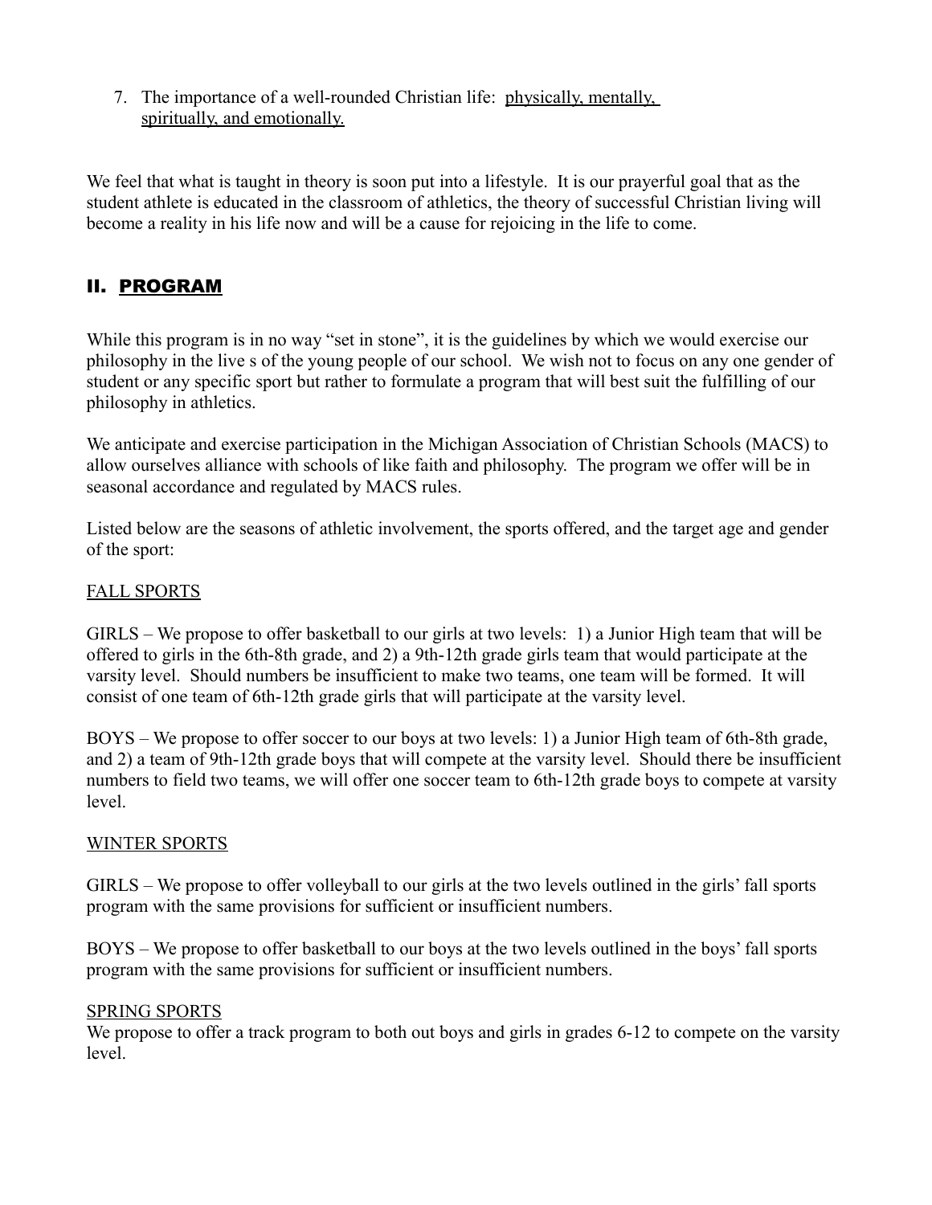7. The importance of a well-rounded Christian life: <u>physically, mentally, spiritually, and emotionally.</u>

We feel that what is taught in theory is soon put into a lifestyle. It is our prayerful goal that as the student athlete is educated in the classroom of athletics, the theory of successful Christian living will become a reality in his life now and will be a cause for rejoicing in the life to come.

## II. <u>PROGRAM</u>

While this program is in no way "set in stone", it is the guidelines by which we would exercise our philosophy in the live s of the young people of our school. We wish not to focus on any one gender of student or any specific sport but rather to formulate a program that will best suit the fulfilling of our philosophy in athletics.

We anticipate and exercise participation in the Michigan Association of Christian Schools (MACS) to allow ourselves alliance with schools of like faith and philosophy. The program we offer will be in seasonal accordance and regulated by MACS rules.

Listed below are the seasons of athletic involvement, the sports offered, and the target age and gender of the sport:

<u>FALL SPORTS</u>

GIRLS – We propose to offer basketball to our girls at two levels: 1) a Junior High team that will be offered to girls in the 6th-8th grade, and 2) a 9th-12th grade girls team that would participate at the varsity level. Should numbers be insufficient to make two teams, one team will be formed. It will consist of one team of 6th-12th grade girls that will participate at the varsity level.

BOYS – We propose to offer soccer to our boys at two levels: 1) a Junior High team of 6th-8th grade, and 2) a team of 9th-12th grade boys that will compete at the varsity level. Should there be insufficient numbers to field two teams, we will offer one soccer team to 6th-12th grade boys to compete at varsity level.

<u>WINTER SPORTS</u>

GIRLS – We propose to offer volleyball to our girls at the two levels outlined in the girls' fall sports program with the same provisions for sufficient or insufficient numbers.

BOYS – We propose to offer basketball to our boys at the two levels outlined in the boys' fall sports program with the same provisions for sufficient or insufficient numbers.

<u>SPRING SPORTS</u>

We propose to offer a track program to both out boys and girls in grades 6-12 to compete on the varsity level.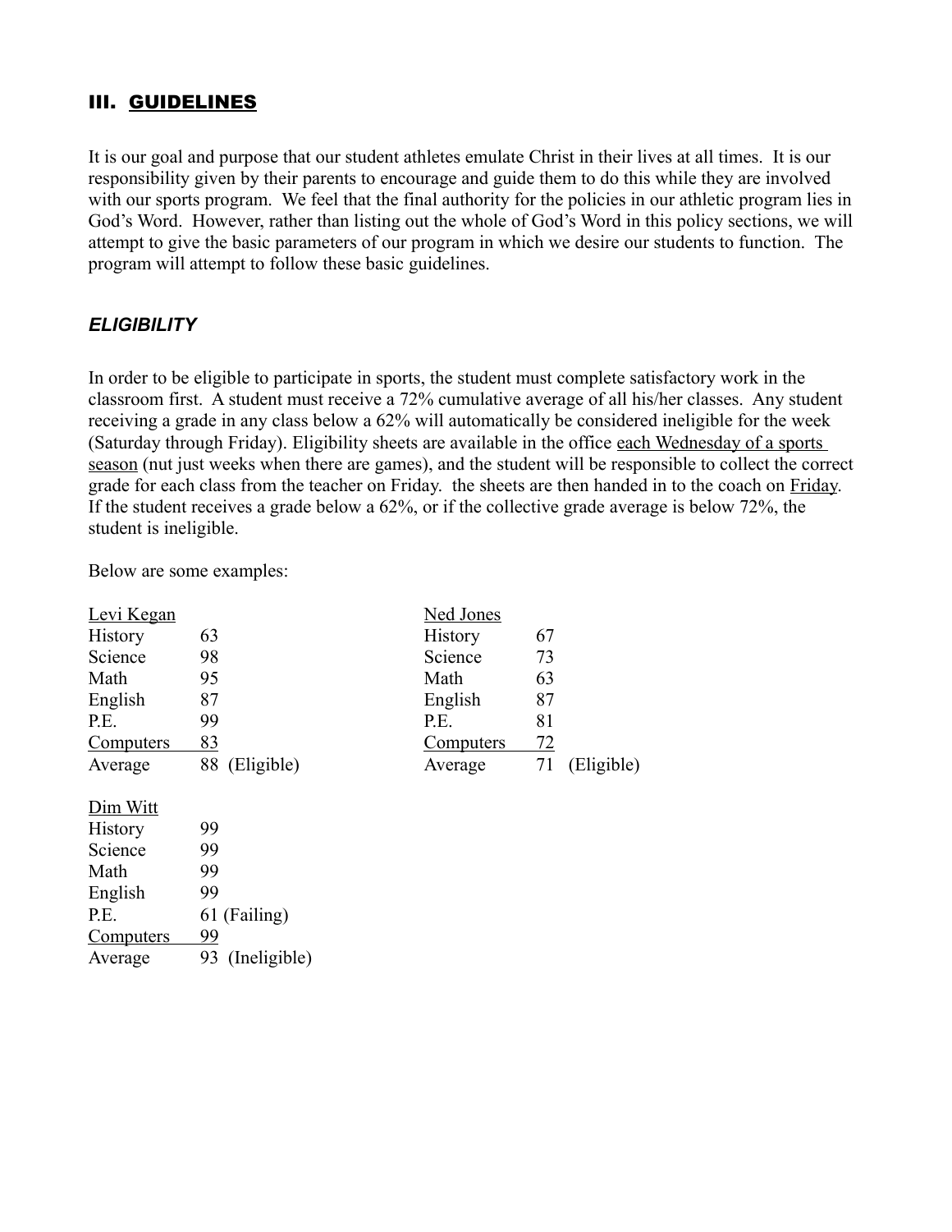## III. <u>GUIDELINES</u>

It is our goal and purpose that our student athletes emulate Christ in their lives at all times. It is our responsibility given by their parents to encourage and guide them to do this while they are involved with our sports program. We feel that the final authority for the policies in our athletic program lies in God's Word. However, rather than listing out the whole of God's Word in this policy sections, we will attempt to give the basic parameters of our program in which we desire our students to function. The program will attempt to follow these basic guidelines.

### *ELIGIBILITY*

In order to be eligible to participate in sports, the student must complete satisfactory work in the classroom first. A student must receive a 72% cumulative average of all his/her classes. Any student receiving a grade in any class below a 62% will automatically be considered ineligible for the week (Saturday through Friday). Eligibility sheets are available in the office <u>each Wednesday of a sports season</u> (nut just weeks when there are games), and the student will be responsible to collect the correct grade for each class from the teacher on Friday. the sheets are then handed in to the coach on <u>Friday</u>. If the student receives a grade below a 62%, or if the collective grade average is below 72%, the student is ineligible.

Below are some examples:

| <u>Levi Kegan</u> | |
|---|---|
| History | 63 |
| Science | 98 |
| Math | 95 |
| English | 87 |
| P.E. | 99 |
| Computers | 83 |
| Average | 88 (Eligible) |

| <u>Ned Jones</u> | |
|---|---|
| History | 67 |
| Science | 73 |
| Math | 63 |
| English | 87 |
| P.E. | 81 |
| Computers | 72 |
| Average | 71 (Eligible) |

| <u>Dim Witt</u> | |
|---|---|
| History | 99 |
| Science | 99 |
| Math | 99 |
| English | 99 |
| P.E. | 61 (Failing) |
| Computers | 99 |
| Average | 93 (Ineligible) |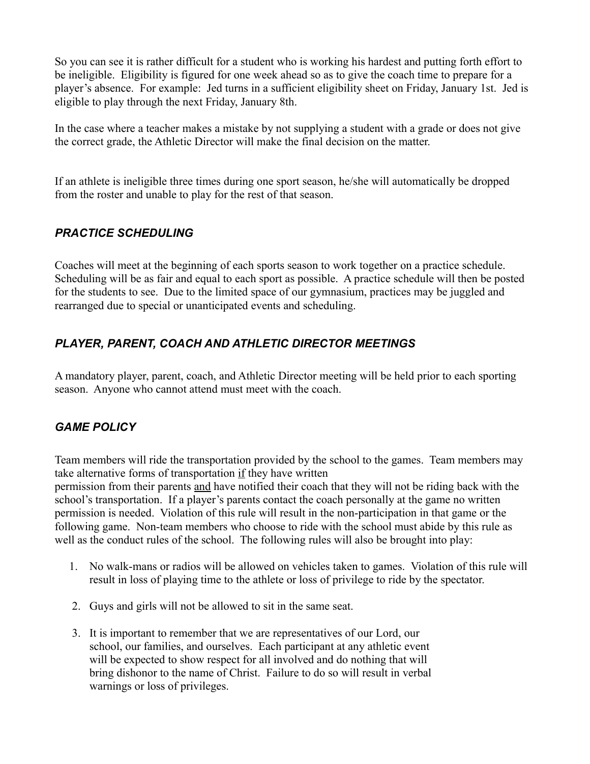So you can see it is rather difficult for a student who is working his hardest and putting forth effort to be ineligible. Eligibility is figured for one week ahead so as to give the coach time to prepare for a player's absence. For example: Jed turns in a sufficient eligibility sheet on Friday, January 1st. Jed is eligible to play through the next Friday, January 8th.

In the case where a teacher makes a mistake by not supplying a student with a grade or does not give the correct grade, the Athletic Director will make the final decision on the matter.

If an athlete is ineligible three times during one sport season, he/she will automatically be dropped from the roster and unable to play for the rest of that season.

### *PRACTICE SCHEDULING*

Coaches will meet at the beginning of each sports season to work together on a practice schedule. Scheduling will be as fair and equal to each sport as possible. A practice schedule will then be posted for the students to see. Due to the limited space of our gymnasium, practices may be juggled and rearranged due to special or unanticipated events and scheduling.

### *PLAYER, PARENT, COACH AND ATHLETIC DIRECTOR MEETINGS*

A mandatory player, parent, coach, and Athletic Director meeting will be held prior to each sporting season. Anyone who cannot attend must meet with the coach.

### *GAME POLICY*

Team members will ride the transportation provided by the school to the games. Team members may take alternative forms of transportation <u>if</u> they have written permission from their parents <u>and</u> have notified their coach that they will not be riding back with the school's transportation. If a player's parents contact the coach personally at the game no written permission is needed. Violation of this rule will result in the non-participation in that game or the following game. Non-team members who choose to ride with the school must abide by this rule as well as the conduct rules of the school. The following rules will also be brought into play:

1. No walk-mans or radios will be allowed on vehicles taken to games. Violation of this rule will result in loss of playing time to the athlete or loss of privilege to ride by the spectator.

2. Guys and girls will not be allowed to sit in the same seat.

3. It is important to remember that we are representatives of our Lord, our school, our families, and ourselves. Each participant at any athletic event will be expected to show respect for all involved and do nothing that will bring dishonor to the name of Christ. Failure to do so will result in verbal warnings or loss of privileges.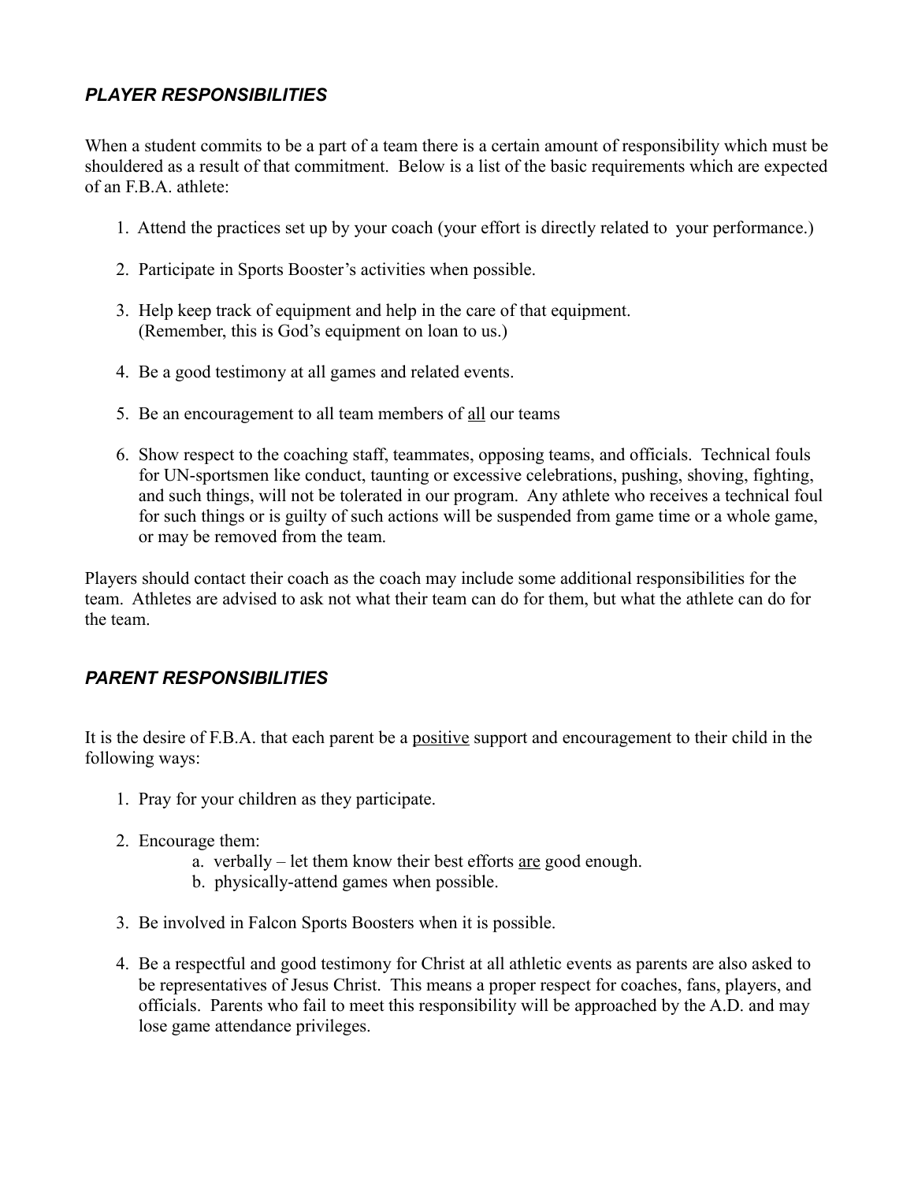## ***PLAYER RESPONSIBILITIES***

When a student commits to be a part of a team there is a certain amount of responsibility which must be shouldered as a result of that commitment. Below is a list of the basic requirements which are expected of an F.B.A. athlete:

1. Attend the practices set up by your coach (your effort is directly related to your performance.)
2. Participate in Sports Booster's activities when possible.
3. Help keep track of equipment and help in the care of that equipment. (Remember, this is God's equipment on loan to us.)
4. Be a good testimony at all games and related events.
5. Be an encouragement to all team members of <u>all</u> our teams
6. Show respect to the coaching staff, teammates, opposing teams, and officials. Technical fouls for UN-sportsmen like conduct, taunting or excessive celebrations, pushing, shoving, fighting, and such things, will not be tolerated in our program. Any athlete who receives a technical foul for such things or is guilty of such actions will be suspended from game time or a whole game, or may be removed from the team.

Players should contact their coach as the coach may include some additional responsibilities for the team. Athletes are advised to ask not what their team can do for them, but what the athlete can do for the team.

## ***PARENT RESPONSIBILITIES***

It is the desire of F.B.A. that each parent be a <u>positive</u> support and encouragement to their child in the following ways:

1. Pray for your children as they participate.
2. Encourage them:
   a. verbally – let them know their best efforts <u>are</u> good enough.
   b. physically-attend games when possible.
3. Be involved in Falcon Sports Boosters when it is possible.
4. Be a respectful and good testimony for Christ at all athletic events as parents are also asked to be representatives of Jesus Christ. This means a proper respect for coaches, fans, players, and officials. Parents who fail to meet this responsibility will be approached by the A.D. and may lose game attendance privileges.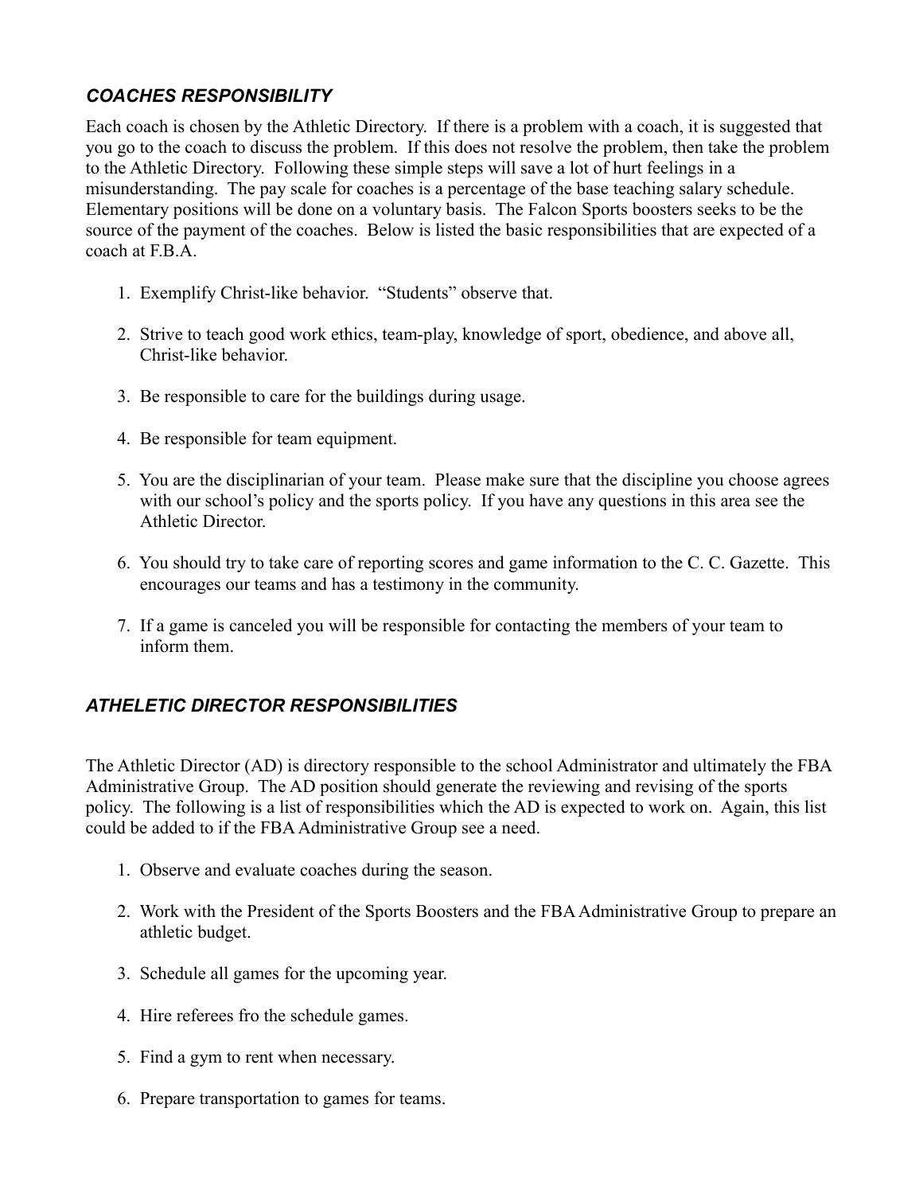### *COACHES RESPONSIBILITY*

Each coach is chosen by the Athletic Directory. If there is a problem with a coach, it is suggested that you go to the coach to discuss the problem. If this does not resolve the problem, then take the problem to the Athletic Directory. Following these simple steps will save a lot of hurt feelings in a misunderstanding. The pay scale for coaches is a percentage of the base teaching salary schedule. Elementary positions will be done on a voluntary basis. The Falcon Sports boosters seeks to be the source of the payment of the coaches. Below is listed the basic responsibilities that are expected of a coach at F.B.A.

1. Exemplify Christ-like behavior. "Students" observe that.
2. Strive to teach good work ethics, team-play, knowledge of sport, obedience, and above all, Christ-like behavior.
3. Be responsible to care for the buildings during usage.
4. Be responsible for team equipment.
5. You are the disciplinarian of your team. Please make sure that the discipline you choose agrees with our school's policy and the sports policy. If you have any questions in this area see the Athletic Director.
6. You should try to take care of reporting scores and game information to the C. C. Gazette. This encourages our teams and has a testimony in the community.
7. If a game is canceled you will be responsible for contacting the members of your team to inform them.

### *ATHELETIC DIRECTOR RESPONSIBILITIES*

The Athletic Director (AD) is directory responsible to the school Administrator and ultimately the FBA Administrative Group. The AD position should generate the reviewing and revising of the sports policy. The following is a list of responsibilities which the AD is expected to work on. Again, this list could be added to if the FBA Administrative Group see a need.

1. Observe and evaluate coaches during the season.
2. Work with the President of the Sports Boosters and the FBA Administrative Group to prepare an athletic budget.
3. Schedule all games for the upcoming year.
4. Hire referees fro the schedule games.
5. Find a gym to rent when necessary.
6. Prepare transportation to games for teams.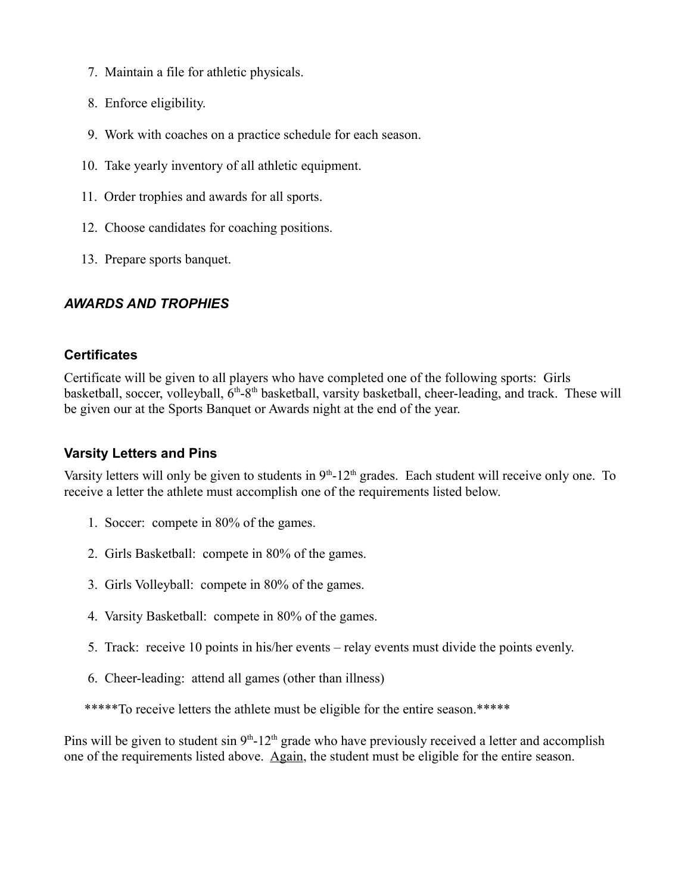7. Maintain a file for athletic physicals.
8. Enforce eligibility.
9. Work with coaches on a practice schedule for each season.
10. Take yearly inventory of all athletic equipment.
11. Order trophies and awards for all sports.
12. Choose candidates for coaching positions.
13. Prepare sports banquet.

### *AWARDS AND TROPHIES*

#### Certificates

Certificate will be given to all players who have completed one of the following sports: Girls basketball, soccer, volleyball, 6th-8th basketball, varsity basketball, cheer-leading, and track. These will be given our at the Sports Banquet or Awards night at the end of the year.

#### Varsity Letters and Pins

Varsity letters will only be given to students in 9th-12th grades. Each student will receive only one. To receive a letter the athlete must accomplish one of the requirements listed below.

1. Soccer: compete in 80% of the games.
2. Girls Basketball: compete in 80% of the games.
3. Girls Volleyball: compete in 80% of the games.
4. Varsity Basketball: compete in 80% of the games.
5. Track: receive 10 points in his/her events – relay events must divide the points evenly.
6. Cheer-leading: attend all games (other than illness)

*****To receive letters the athlete must be eligible for the entire season.*****

Pins will be given to student sin 9th-12th grade who have previously received a letter and accomplish one of the requirements listed above. <u>Again</u>, the student must be eligible for the entire season.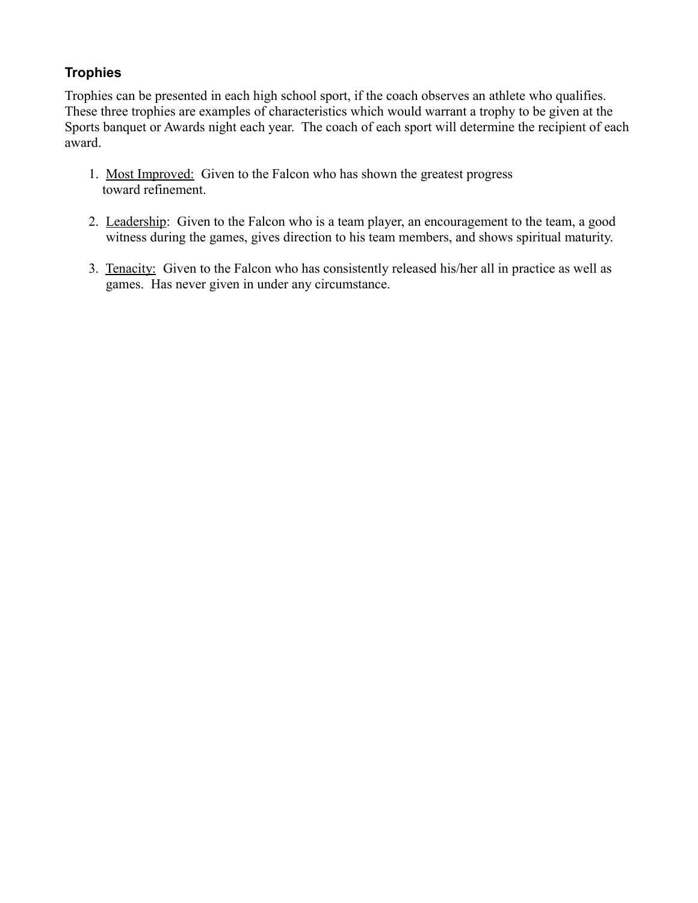### Trophies

Trophies can be presented in each high school sport, if the coach observes an athlete who qualifies. These three trophies are examples of characteristics which would warrant a trophy to be given at the Sports banquet or Awards night each year. The coach of each sport will determine the recipient of each award.

1. <u>Most Improved:</u> Given to the Falcon who has shown the greatest progress toward refinement.

2. <u>Leadership</u>: Given to the Falcon who is a team player, an encouragement to the team, a good witness during the games, gives direction to his team members, and shows spiritual maturity.

3. <u>Tenacity:</u> Given to the Falcon who has consistently released his/her all in practice as well as games. Has never given in under any circumstance.